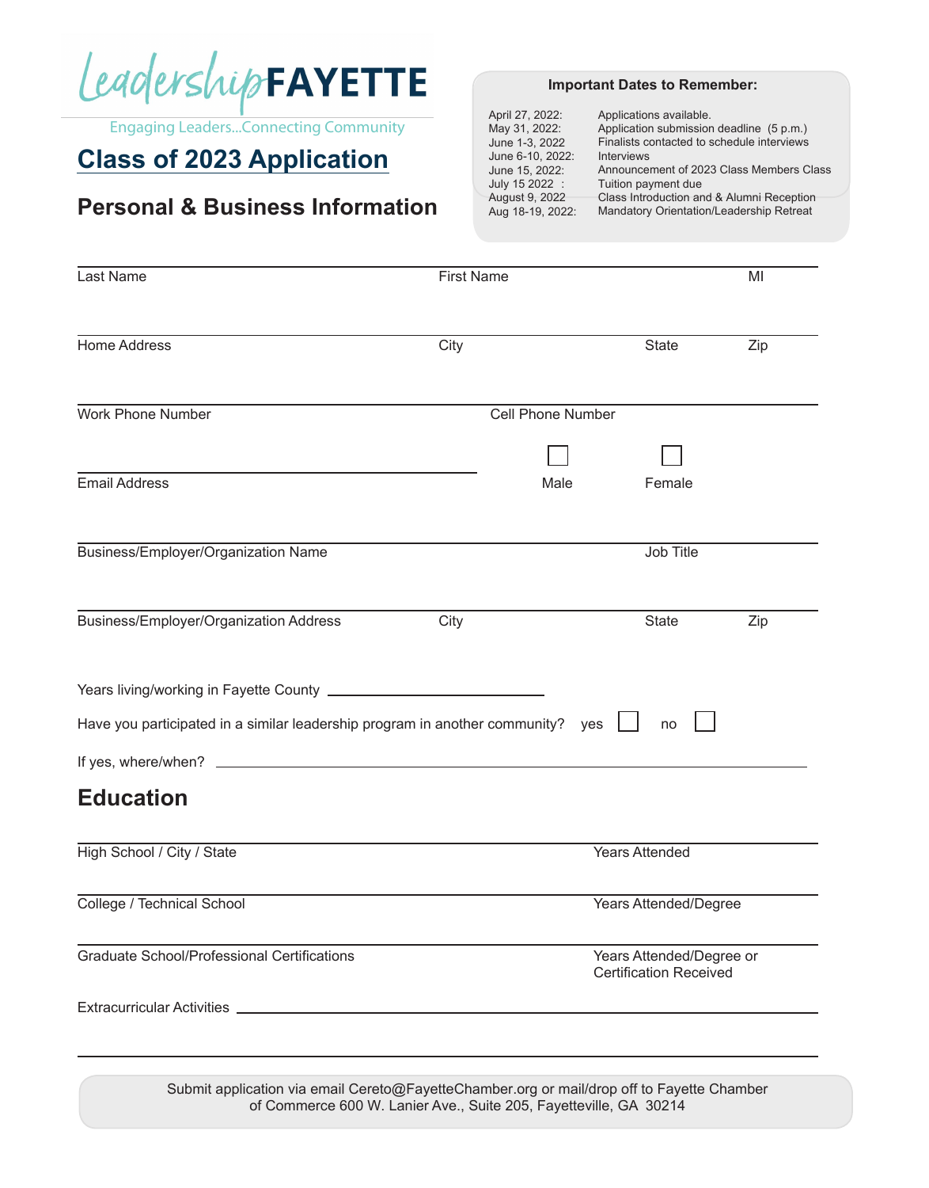Leadership**FAYETTE**

Engaging Leaders...Connecting Community

# Class of 2023 Application

## Personal & Business Information

**Important Dates to Remember:**

| | |
|---|---|
| April 27, 2022: | Applications available. |
| May 31, 2022: | Application submission deadline (5 p.m.) |
| June 1-3, 2022 | Finalists contacted to schedule interviews |
| June 6-10, 2022: | Interviews |
| June 15, 2022: | Announcement of 2023 Class Members Class |
| July 15 2022 : | Tuition payment due |
| August 9, 2022 | Class Introduction and & Alumni Reception |
| Aug 18-19, 2022: | Mandatory Orientation/Leadership Retreat |

Last Name ______ First Name ______ MI ______

Home Address ______ City ______ State ______ Zip ______

Work Phone Number ______ Cell Phone Number ______

Email Address ______ ☐ Male ☐ Female

Business/Employer/Organization Name ______ Job Title ______

Business/Employer/Organization Address ______ City ______ State ______ Zip ______

Years living/working in Fayette County ______

Have you participated in a similar leadership program in another community? yes ☐ no ☐

If yes, where/when? ______

## Education

High School / City / State ______ Years Attended ______

College / Technical School ______ Years Attended/Degree ______

Graduate School/Professional Certifications ______ Years Attended/Degree or Certification Received ______

Extracurricular Activities ______

Submit application via email Cereto@FayetteChamber.org or mail/drop off to Fayette Chamber of Commerce 600 W. Lanier Ave., Suite 205, Fayetteville, GA 30214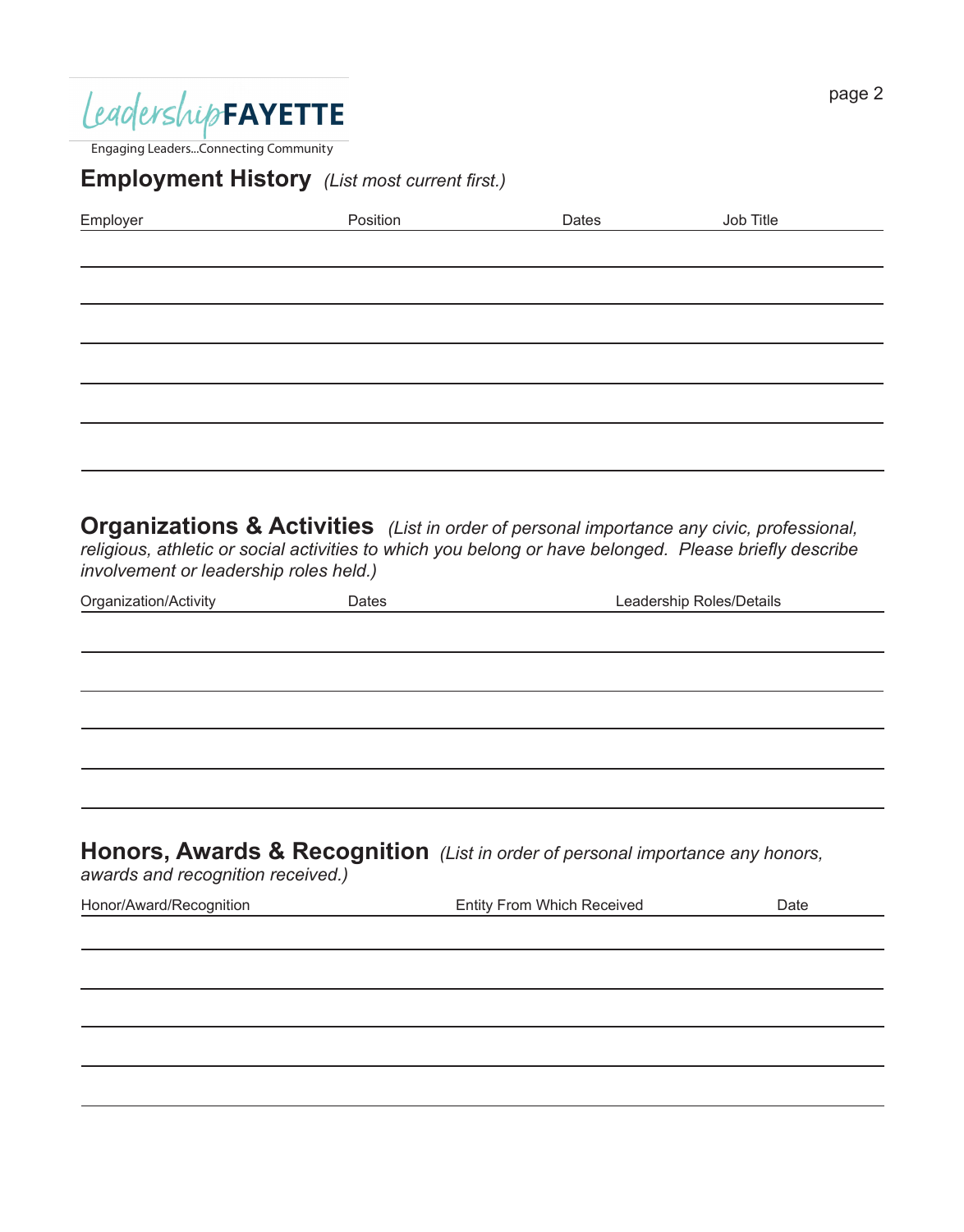LeadershipFAYETTE

Engaging Leaders...Connecting Community

## Employment History *(List most current first.)*

| Employer | Position | Dates | Job Title |
|---|---|---|---|
| | | | |
| | | | |
| | | | |
| | | | |
| | | | |
| | | | |

## Organizations & Activities *(List in order of personal importance any civic, professional, religious, athletic or social activities to which you belong or have belonged. Please briefly describe involvement or leadership roles held.)*

| Organization/Activity | Dates | Leadership Roles/Details |
|---|---|---|
| | | |
| | | |
| | | |
| | | |
| | | |

## Honors, Awards & Recognition *(List in order of personal importance any honors, awards and recognition received.)*

| Honor/Award/Recognition | Entity From Which Received | Date |
|---|---|---|
| | | |
| | | |
| | | |
| | | |
| | | |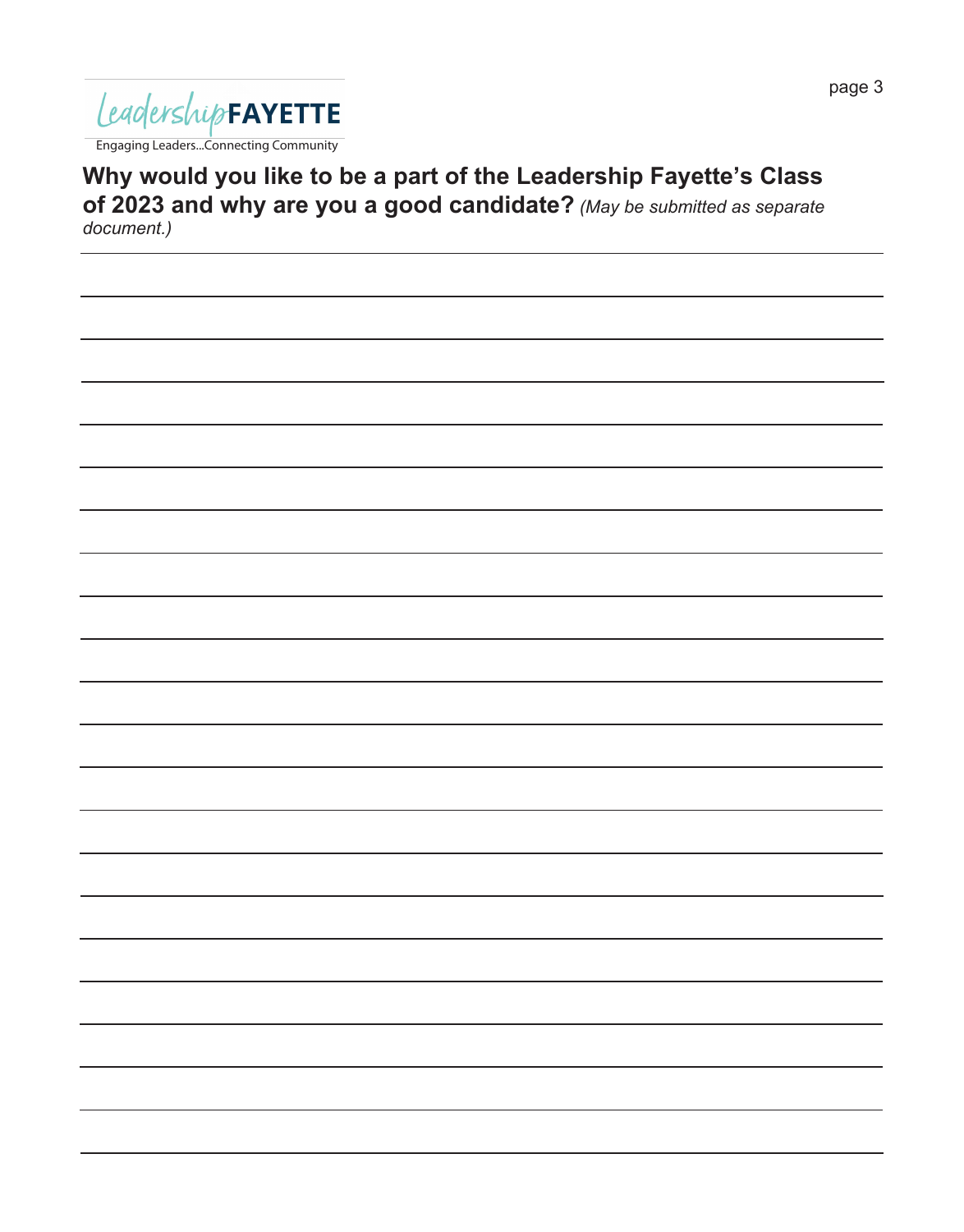Leadership FAYETTE

Engaging Leaders...Connecting Community

**Why would you like to be a part of the Leadership Fayette's Class of 2023 and why are you a good candidate?** *(May be submitted as separate document.)*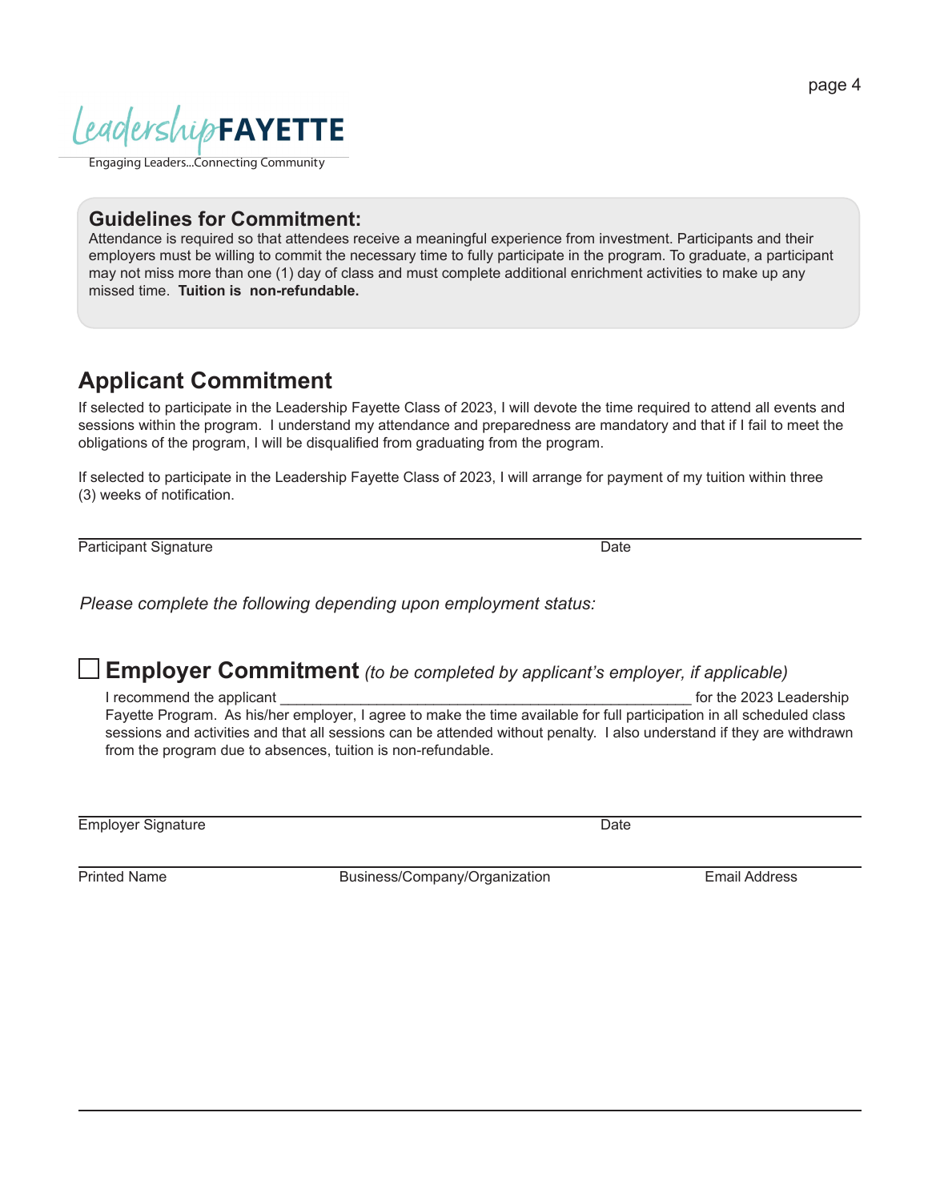Leadership FAYETTE

Engaging Leaders...Connecting Community

## Guidelines for Commitment:

Attendance is required so that attendees receive a meaningful experience from investment. Participants and their employers must be willing to commit the necessary time to fully participate in the program. To graduate, a participant may not miss more than one (1) day of class and must complete additional enrichment activities to make up any missed time. **Tuition is non-refundable.**

## Applicant Commitment

If selected to participate in the Leadership Fayette Class of 2023, I will devote the time required to attend all events and sessions within the program. I understand my attendance and preparedness are mandatory and that if I fail to meet the obligations of the program, I will be disqualified from graduating from the program.

If selected to participate in the Leadership Fayette Class of 2023, I will arrange for payment of my tuition within three (3) weeks of notification.

Participant Signature Date

*Please complete the following depending upon employment status:*

## ☐ Employer Commitment *(to be completed by applicant's employer, if applicable)*

I recommend the applicant ________________________________________________ for the 2023 Leadership Fayette Program. As his/her employer, I agree to make the time available for full participation in all scheduled class sessions and activities and that all sessions can be attended without penalty. I also understand if they are withdrawn from the program due to absences, tuition is non-refundable.

Employer Signature Date

Printed Name Business/Company/Organization Email Address